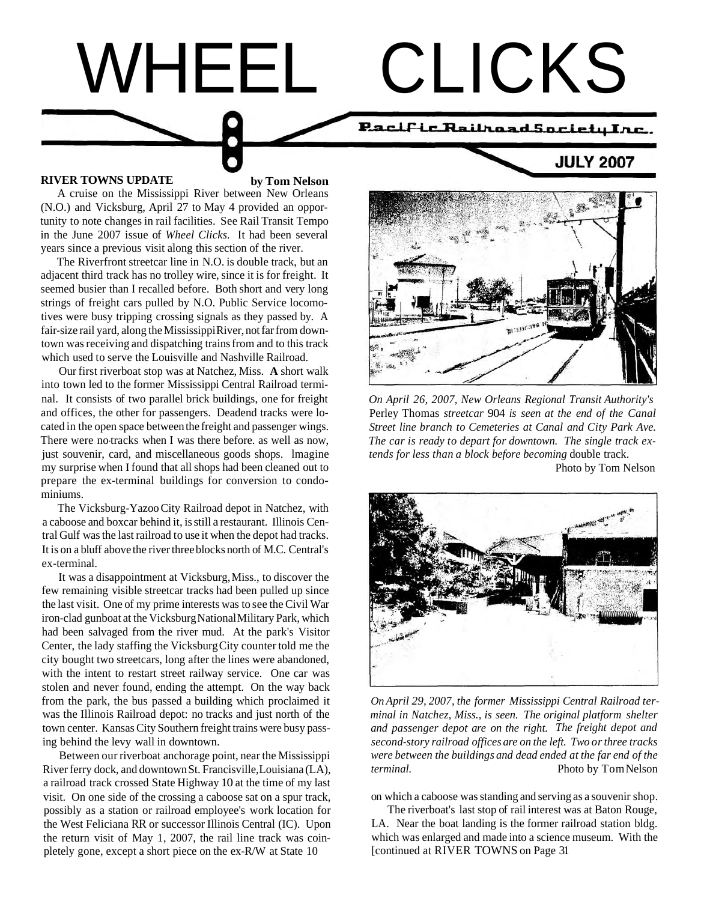# WHEEL CLICKS

Pacific Railroad Society Inc.

**JULY 2007**

**RIVER TOWNS UPDATE** **by Tom Nelson**

A cruise on the Mississippi River between New Orleans (N.O.) and Vicksburg, April 27 to May 4 provided an opportunity to note changes in rail facilities. See Rail Transit Tempo in the June 2007 issue of *Wheel Clicks*. It had been several years since a previous visit along this section of the river.

The Riverfront streetcar line in N.O. is double track, but an adjacent third track has no trolley wire, since it is for freight. It seemed busier than I recalled before. Both short and very long strings of freight cars pulled by N.O. Public Service locomotives were busy tripping crossing signals as they passed by. A fair-size rail yard, along the Mississippi River, not far from downtown was receiving and dispatching trains from and to this track which used to serve the Louisville and Nashville Railroad.

Our first riverboat stop was at Natchez, Miss. **A** short walk into town led to the former Mississippi Central Railroad terminal. It consists of two parallel brick buildings, one for freight and offices, the other for passengers. Deadend tracks were located in the open space between the freight and passenger wings. There were no tracks when I was there before. as well as now, just souvenir, card, and miscellaneous goods shops. lmagine my surprise when I found that all shops had been cleaned out to prepare the ex-terminal buildings for conversion to condominiums.

The Vicksburg-Yazoo City Railroad depot in Natchez, with a caboose and boxcar behind it, is still a restaurant. Illinois Central Gulf was the last railroad to use it when the depot had tracks. It is on a bluff above the river three blocks north of M.C. Central's ex-terminal.

It was a disappointment at Vicksburg, Miss., to discover the few remaining visible streetcar tracks had been pulled up since the last visit. One of my prime interests was to see the Civil War iron-clad gunboat at the Vicksburg National Military Park, which had been salvaged from the river mud. At the park's Visitor Center, the lady staffing the Vicksburg City counter told me the city bought two streetcars, long after the lines were abandoned, with the intent to restart street railway service. One car was stolen and never found, ending the attempt. On the way back from the park, the bus passed a building which proclaimed it was the Illinois Railroad depot: no tracks and just north of the town center. Kansas City Southern freight trains were busy passing behind the levy wall in downtown.

Between our riverboat anchorage point, near the Mississippi River ferry dock, and downtown St. Francisville, Louisiana (LA), a railroad track crossed State Highway 10 at the time of my last visit. On one side of the crossing a caboose sat on a spur track, possibly as a station or railroad employee's work location for the West Feliciana RR or successor Illinois Central (IC). Upon the return visit of May 1, 2007, the rail line track was coinpletely gone, except a short piece on the ex-R/W at State 10 on which a caboose was standing and serving as a souvenir shop.

The riverboat's last stop of rail interest was at Baton Rouge, LA. Near the boat landing is the former railroad station bldg. which was enlarged and made into a science museum. With the [continued at RIVER TOWNS on Page 31

*On April 26, 2007, New Orleans Regional Transit Authority's* Perley Thomas *streetcar* 904 *is seen at the end of the Canal Street line branch to Cemeteries at Canal and City Park Ave. The car is ready to depart for downtown. The single track extends for less than a block before becoming* double track.
Photo by Tom Nelson

*On April 29, 2007, the former Mississippi Central Railroad terminal in Natchez, Miss., is seen. The original platform shelter and passenger depot are on the right. The freight depot and second-story railroad offices are on the left. Two or three tracks were between the buildings and dead ended at the far end of the terminal.* Photo by Tom Nelson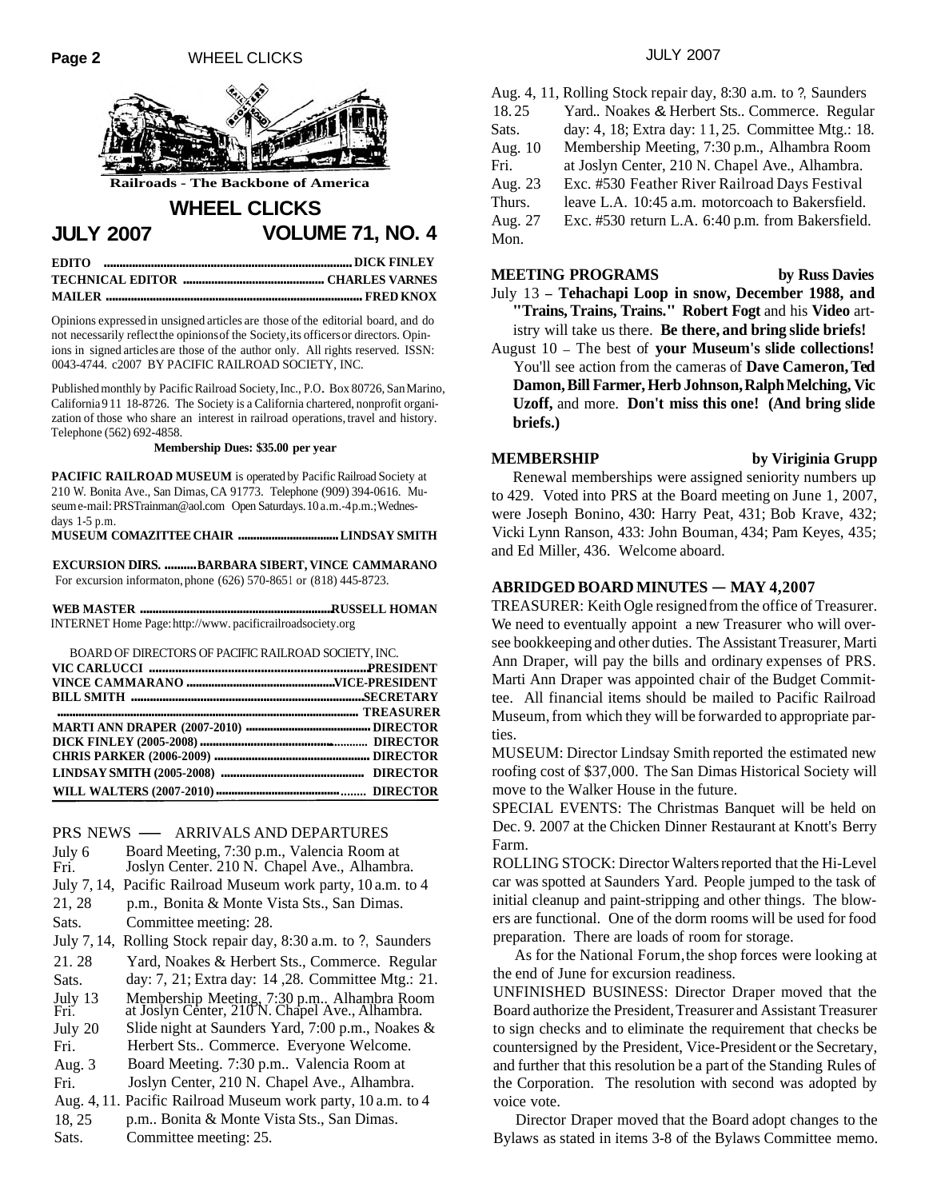Railroads - The Backbone of America

# WHEEL CLICKS

## JULY 2007 VOLUME 71, NO. 4

**EDITO** .......... **DICK FINLEY**
**TECHNICAL EDITOR** .......... **CHARLES VARNES**
**MAILER** .......... **FRED KNOX**

Opinions expressed in unsigned articles are those of the editorial board, and do not necessarily reflect the opinions of the Society, its officers or directors. Opinions in signed articles are those of the author only. All rights reserved. ISSN: 0043-4744. c2007 BY PACIFIC RAILROAD SOCIETY, INC.

Published monthly by Pacific Railroad Society, Inc., P.O. Box 80726, San Marino, California 91118-8726. The Society is a California chartered, nonprofit organization of those who share an interest in railroad operations, travel and history. Telephone (562) 692-4858.

**Membership Dues: $35.00 per year**

**PACIFIC RAILROAD MUSEUM** is operated by Pacific Railroad Society at 210 W. Bonita Ave., San Dimas, CA 91773. Telephone (909) 394-0616. Museum e-mail: PRSTrainman@aol.com Open Saturdays. 10 a.m.-4 p.m.; Wednesdays 1-5 p.m.

**MUSEUM COMAZITTEE CHAIR** .......... **LINDSAY SMITH**

**EXCURSION DIRS.** .......... **BARBARA SIBERT, VINCE CAMMARANO**
For excursion informaton, phone (626) 570-8651 or (818) 445-8723.

**WEB MASTER** .......... **RUSSELL HOMAN**
INTERNET Home Page: http://www. pacificrailroadsociety.org

BOARD OF DIRECTORS OF PACIFIC RAILROAD SOCIETY, INC.

**VIC CARLUCCI** .......... **PRESIDENT**
**VINCE CAMMARANO** .......... **VICE-PRESIDENT**
**BILL SMITH** .......... **SECRETARY**
.......... **TREASURER**
**MARTI ANN DRAPER (2007-2010)** .......... **DIRECTOR**
**DICK FINLEY (2005-2008)** .......... **DIRECTOR**
**CHRIS PARKER (2006-2009)** .......... **DIRECTOR**
**LINDSAY SMITH (2005-2008)** .......... **DIRECTOR**
**WILL WALTERS (2007-2010)** .......... **DIRECTOR**

## PRS NEWS — ARRIVALS AND DEPARTURES

| | |
|---|---|
| July 6 Fri. | Board Meeting, 7:30 p.m., Valencia Room at Joslyn Center. 210 N. Chapel Ave., Alhambra. |
| July 7, 14, 21, 28 Sats. | Pacific Railroad Museum work party, 10 a.m. to 4 p.m., Bonita & Monte Vista Sts., San Dimas. Committee meeting: 28. |
| July 7, 14, 21. 28 Sats. | Rolling Stock repair day, 8:30 a.m. to ?, Saunders Yard, Noakes & Herbert Sts., Commerce. Regular day: 7, 21; Extra day: 14 ,28. Committee Mtg.: 21. |
| July 13 Fri. | Membership Meeting, 7:30 p.m.. Alhambra Room at Joslyn Center, 210 N. Chapel Ave., Alhambra. |
| July 20 Fri. | Slide night at Saunders Yard, 7:00 p.m., Noakes & Herbert Sts.. Commerce. Everyone Welcome. |
| Aug. 3 Fri. | Board Meeting. 7:30 p.m.. Valencia Room at Joslyn Center, 210 N. Chapel Ave., Alhambra. |
| Aug. 4, 11. 18, 25 Sats. | Pacific Railroad Museum work party, 10 a.m. to 4 p.m.. Bonita & Monte Vista Sts., San Dimas. Committee meeting: 25. |
| Aug. 4, 11, 18. 25 Sats. | Rolling Stock repair day, 8:30 a.m. to ?, Saunders Yard.. Noakes & Herbert Sts.. Commerce. Regular day: 4, 18; Extra day: 11, 25. Committee Mtg.: 18. |
| Aug. 10 Fri. | Membership Meeting, 7:30 p.m., Alhambra Room at Joslyn Center, 210 N. Chapel Ave., Alhambra. |
| Aug. 23 Thurs. | Exc. #530 Feather River Railroad Days Festival leave L.A. 10:45 a.m. motorcoach to Bakersfield. |
| Aug. 27 Mon. | Exc. #530 return L.A. 6:40 p.m. from Bakersfield. |

## MEETING PROGRAMS — by Russ Davies

July 13 – **Tehachapi Loop in snow, December 1988, and "Trains, Trains, Trains." Robert Fogt** and his **Video** artistry will take us there. **Be there, and bring slide briefs!**

August 10 – The best of **your Museum's slide collections!** You'll see action from the cameras of **Dave Cameron, Ted Damon, Bill Farmer, Herb Johnson, Ralph Melching, Vic Uzoff,** and more. **Don't miss this one! (And bring slide briefs.)**

## MEMBERSHIP — by Viriginia Grupp

Renewal memberships were assigned seniority numbers up to 429. Voted into PRS at the Board meeting on June 1, 2007, were Joseph Bonino, 430: Harry Peat, 431; Bob Krave, 432; Vicki Lynn Ranson, 433: John Bouman, 434; Pam Keyes, 435; and Ed Miller, 436. Welcome aboard.

## ABRIDGED BOARD MINUTES — MAY 4, 2007

TREASURER: Keith Ogle resigned from the office of Treasurer. We need to eventually appoint a new Treasurer who will oversee bookkeeping and other duties. The Assistant Treasurer, Marti Ann Draper, will pay the bills and ordinary expenses of PRS. Marti Ann Draper was appointed chair of the Budget Committee. All financial items should be mailed to Pacific Railroad Museum, from which they will be forwarded to appropriate parties.

MUSEUM: Director Lindsay Smith reported the estimated new roofing cost of $37,000. The San Dimas Historical Society will move to the Walker House in the future.

SPECIAL EVENTS: The Christmas Banquet will be held on Dec. 9. 2007 at the Chicken Dinner Restaurant at Knott's Berry Farm.

ROLLING STOCK: Director Walters reported that the Hi-Level car was spotted at Saunders Yard. People jumped to the task of initial cleanup and paint-stripping and other things. The blowers are functional. One of the dorm rooms will be used for food preparation. There are loads of room for storage.

As for the National Forum, the shop forces were looking at the end of June for excursion readiness.

UNFINISHED BUSINESS: Director Draper moved that the Board authorize the President, Treasurer and Assistant Treasurer to sign checks and to eliminate the requirement that checks be countersigned by the President, Vice-President or the Secretary, and further that this resolution be a part of the Standing Rules of the Corporation. The resolution with second was adopted by voice vote.

Director Draper moved that the Board adopt changes to the Bylaws as stated in items 3-8 of the Bylaws Committee memo.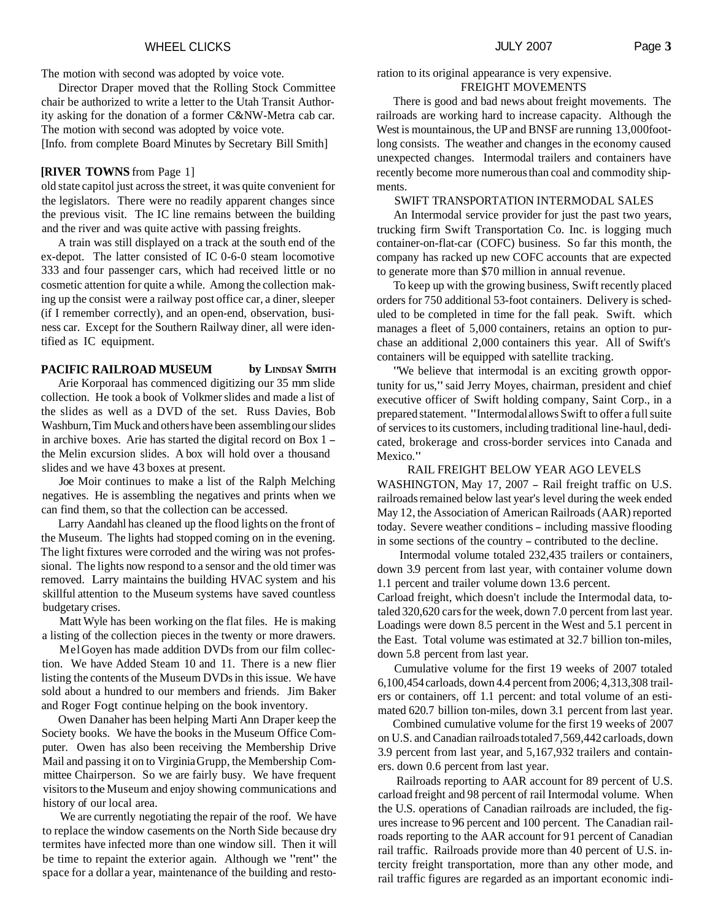The motion with second was adopted by voice vote.

Director Draper moved that the Rolling Stock Committee chair be authorized to write a letter to the Utah Transit Authority asking for the donation of a former C&NW-Metra cab car. The motion with second was adopted by voice vote.

[Info. from complete Board Minutes by Secretary Bill Smith]

**[RIVER TOWNS** from Page 1]

old state capitol just across the street, it was quite convenient for the legislators. There were no readily apparent changes since the previous visit. The IC line remains between the building and the river and was quite active with passing freights.

A train was still displayed on a track at the south end of the ex-depot. The latter consisted of IC 0-6-0 steam locomotive 333 and four passenger cars, which had received little or no cosmetic attention for quite a while. Among the collection making up the consist were a railway post office car, a diner, sleeper (if I remember correctly), and an open-end, observation, business car. Except for the Southern Railway diner, all were identified as IC equipment.

## PACIFIC RAILROAD MUSEUM

**by Lindsay Smith**

Arie Korporaal has commenced digitizing our 35 mm slide collection. He took a book of Volkmer slides and made a list of the slides as well as a DVD of the set. Russ Davies, Bob Washburn, Tim Muck and others have been assembling our slides in archive boxes. Arie has started the digital record on Box 1 – the Melin excursion slides. A box will hold over a thousand slides and we have 43 boxes at present.

Joe Moir continues to make a list of the Ralph Melching negatives. He is assembling the negatives and prints when we can find them, so that the collection can be accessed.

Larry Aandahl has cleaned up the flood lights on the front of the Museum. The lights had stopped coming on in the evening. The light fixtures were corroded and the wiring was not professional. The lights now respond to a sensor and the old timer was removed. Larry maintains the building HVAC system and his skillful attention to the Museum systems have saved countless budgetary crises.

Matt Wyle has been working on the flat files. He is making a listing of the collection pieces in the twenty or more drawers.

Mel Goyen has made addition DVDs from our film collection. We have Added Steam 10 and 11. There is a new flier listing the contents of the Museum DVDs in this issue. We have sold about a hundred to our members and friends. Jim Baker and Roger Fogt continue helping on the book inventory.

Owen Danaher has been helping Marti Ann Draper keep the Society books. We have the books in the Museum Office Computer. Owen has also been receiving the Membership Drive Mail and passing it on to Virginia Grupp, the Membership Committee Chairperson. So we are fairly busy. We have frequent visitors to the Museum and enjoy showing communications and history of our local area.

We are currently negotiating the repair of the roof. We have to replace the window casements on the North Side because dry termites have infected more than one window sill. Then it will be time to repaint the exterior again. Although we "rent" the space for a dollar a year, maintenance of the building and restoration to its original appearance is very expensive.

### FREIGHT MOVEMENTS

There is good and bad news about freight movements. The railroads are working hard to increase capacity. Although the West is mountainous, the UP and BNSF are running 13,000foot-long consists. The weather and changes in the economy caused unexpected changes. Intermodal trailers and containers have recently become more numerous than coal and commodity shipments.

### SWIFT TRANSPORTATION INTERMODAL SALES

An Intermodal service provider for just the past two years, trucking firm Swift Transportation Co. Inc. is logging much container-on-flat-car (COFC) business. So far this month, the company has racked up new COFC accounts that are expected to generate more than $70 million in annual revenue.

To keep up with the growing business, Swift recently placed orders for 750 additional 53-foot containers. Delivery is scheduled to be completed in time for the fall peak. Swift. which manages a fleet of 5,000 containers, retains an option to purchase an additional 2,000 containers this year. All of Swift's containers will be equipped with satellite tracking.

"We believe that intermodal is an exciting growth opportunity for us," said Jerry Moyes, chairman, president and chief executive officer of Swift holding company, Saint Corp., in a prepared statement. "Intermodal allows Swift to offer a full suite of services to its customers, including traditional line-haul, dedicated, brokerage and cross-border services into Canada and Mexico."

### RAIL FREIGHT BELOW YEAR AGO LEVELS

WASHINGTON, May 17, 2007 – Rail freight traffic on U.S. railroads remained below last year's level during the week ended May 12, the Association of American Railroads (AAR) reported today. Severe weather conditions – including massive flooding in some sections of the country – contributed to the decline.

Intermodal volume totaled 232,435 trailers or containers, down 3.9 percent from last year, with container volume down 1.1 percent and trailer volume down 13.6 percent.

Carload freight, which doesn't include the Intermodal data, totaled 320,620 cars for the week, down 7.0 percent from last year. Loadings were down 8.5 percent in the West and 5.1 percent in the East. Total volume was estimated at 32.7 billion ton-miles, down 5.8 percent from last year.

Cumulative volume for the first 19 weeks of 2007 totaled 6,100,454 carloads, down 4.4 percent from 2006; 4,313,308 trailers or containers, off 1.1 percent: and total volume of an estimated 620.7 billion ton-miles, down 3.1 percent from last year.

Combined cumulative volume for the first 19 weeks of 2007 on U.S. and Canadian railroads totaled 7,569,442 carloads, down 3.9 percent from last year, and 5,167,932 trailers and containers. down 0.6 percent from last year.

Railroads reporting to AAR account for 89 percent of U.S. carload freight and 98 percent of rail Intermodal volume. When the U.S. operations of Canadian railroads are included, the figures increase to 96 percent and 100 percent. The Canadian railroads reporting to the AAR account for 91 percent of Canadian rail traffic. Railroads provide more than 40 percent of U.S. intercity freight transportation, more than any other mode, and rail traffic figures are regarded as an important economic indi-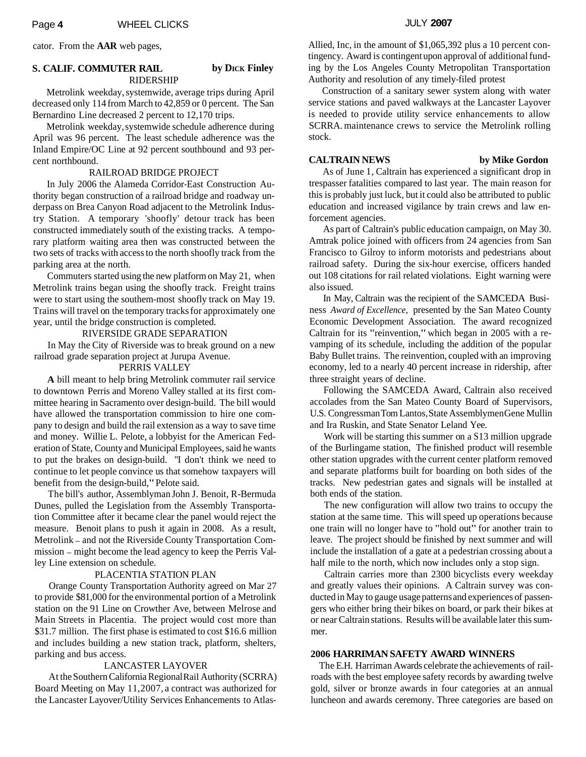cator. From the **AAR** web pages,

## S. CALIF. COMMUTER RAIL by DICK Finley

### RIDERSHIP

Metrolink weekday, systemwide, average trips during April decreased only 114 from March to 42,859 or 0 percent. The San Bernardino Line decreased 2 percent to 12,170 trips.

Metrolink weekday, systemwide schedule adherence during April was 96 percent. The least schedule adherence was the Inland Empire/OC Line at 92 percent southbound and 93 percent northbound.

### RAILROAD BRIDGE PROJECT

In July 2006 the Alameda Corridor-East Construction Authority began construction of a railroad bridge and roadway underpass on Brea Canyon Road adjacent to the Metrolink Industry Station. A temporary 'shoofly' detour track has been constructed immediately south of the existing tracks. A temporary platform waiting area then was constructed between the two sets of tracks with access to the north shoofly track from the parking area at the north.

Commuters started using the new platform on May 21, when Metrolink trains began using the shoofly track. Freight trains were to start using the southem-most shoofly track on May 19. Trains will travel on the temporary tracks for approximately one year, until the bridge construction is completed.

### RIVERSIDE GRADE SEPARATION

In May the City of Riverside was to break ground on a new railroad grade separation project at Jurupa Avenue.

### PERRIS VALLEY

**A** bill meant to help bring Metrolink commuter rail service to downtown Perris and Moreno Valley stalled at its first committee hearing in Sacramento over design-build. The bill would have allowed the transportation commission to hire one company to design and build the rail extension as a way to save time and money. Willie L. Pelote, a lobbyist for the American Federation of State, County and Municipal Employees, said he wants to put the brakes on design-build. "I don't think we need to continue to let people convince us that somehow taxpayers will benefit from the design-build," Pelote said.

The bill's author, Assemblyman John J. Benoit, R-Bermuda Dunes, pulled the Legislation from the Assembly Transportation Committee after it became clear the panel would reject the measure. Benoit plans to push it again in 2008. As a result, Metrolink – and not the Riverside County Transportation Commission – might become the lead agency to keep the Perris Valley Line extension on schedule.

### PLACENTIA STATION PLAN

Orange County Transportation Authority agreed on Mar 27 to provide $81,000 for the environmental portion of a Metrolink station on the 91 Line on Crowther Ave, between Melrose and Main Streets in Placentia. The project would cost more than $31.7 million. The first phase is estimated to cost $16.6 million and includes building a new station track, platform, shelters, parking and bus access.

### LANCASTER LAYOVER

At the Southern California Regional Rail Authority (SCRRA) Board Meeting on May 11, 2007, a contract was authorized for the Lancaster Layover/Utility Services Enhancements to Atlas-Allied, Inc, in the amount of $1,065,392 plus a 10 percent contingency. Award is contingent upon approval of additional funding by the Los Angeles County Metropolitan Transportation Authority and resolution of any timely-filed protest

Construction of a sanitary sewer system along with water service stations and paved walkways at the Lancaster Layover is needed to provide utility service enhancements to allow SCRRA. maintenance crews to service the Metrolink rolling stock.

## CALTRAIN NEWS by Mike Gordon

As of June 1, Caltrain has experienced a significant drop in trespasser fatalities compared to last year. The main reason for this is probably just luck, but it could also be attributed to public education and increased vigilance by train crews and law enforcement agencies.

As part of Caltrain's public education campaign, on May 30. Amtrak police joined with officers from 24 agencies from San Francisco to Gilroy to inform motorists and pedestrians about railroad safety. During the six-hour exercise, officers handed out 108 citations for rail related violations. Eight warning were also issued.

In May, Caltrain was the recipient of the SAMCEDA Business *Award of Excellence,* presented by the San Mateo County Economic Development Association. The award recognized Caltrain for its "reinvention," which began in 2005 with a revamping of its schedule, including the addition of the popular Baby Bullet trains. The reinvention, coupled with an improving economy, led to a nearly 40 percent increase in ridership, after three straight years of decline.

Following the SAMCEDA Award, Caltrain also received accolades from the San Mateo County Board of Supervisors, U.S. Congressman Tom Lantos, State Assemblymen Gene Mullin and Ira Ruskin, and State Senator Leland Yee.

Work will be starting this summer on a S13 million upgrade of the Burlingame station, The finished product will resemble other station upgrades with the current center platform removed and separate platforms built for boarding on both sides of the tracks. New pedestrian gates and signals will be installed at both ends of the station.

The new configuration will allow two trains to occupy the station at the same time. This will speed up operations because one train will no longer have to "hold out" for another train to leave. The project should be finished by next summer and will include the installation of a gate at a pedestrian crossing about a half mile to the north, which now includes only a stop sign.

Caltrain carries more than 2300 bicyclists every weekday and greatly values their opinions. A Caltrain survey was conducted in May to gauge usage patterns and experiences of passengers who either bring their bikes on board, or park their bikes at or near Caltrain stations. Results will be available later this summer.

## 2006 HARRIMAN SAFETY AWARD WINNERS

The E.H. Harriman Awards celebrate the achievements of railroads with the best employee safety records by awarding twelve gold, silver or bronze awards in four categories at an annual luncheon and awards ceremony. Three categories are based on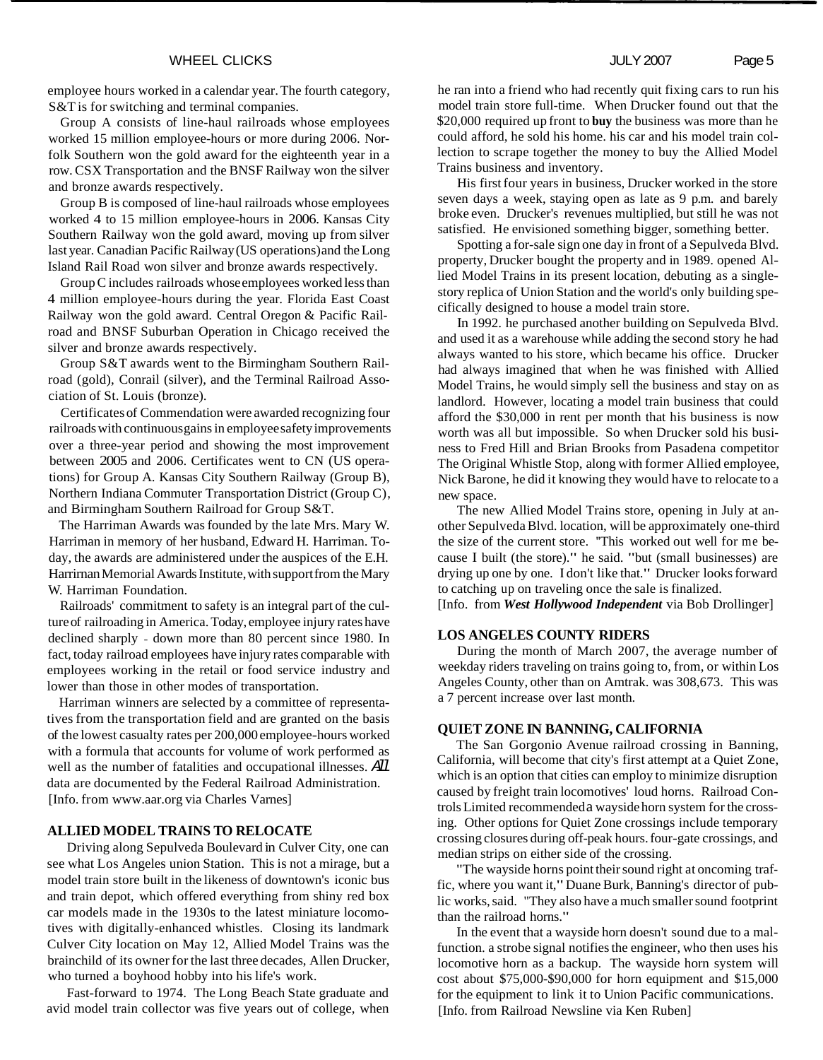employee hours worked in a calendar year. The fourth category, S&T is for switching and terminal companies.

Group A consists of line-haul railroads whose employees worked 15 million employee-hours or more during 2006. Norfolk Southern won the gold award for the eighteenth year in a row. CSX Transportation and the BNSF Railway won the silver and bronze awards respectively.

Group B is composed of line-haul railroads whose employees worked 4 to 15 million employee-hours in 2006. Kansas City Southern Railway won the gold award, moving up from silver last year. Canadian Pacific Railway (US operations) and the Long Island Rail Road won silver and bronze awards respectively.

Group C includes railroads whose employees worked less than 4 million employee-hours during the year. Florida East Coast Railway won the gold award. Central Oregon & Pacific Railroad and BNSF Suburban Operation in Chicago received the silver and bronze awards respectively.

Group S&T awards went to the Birmingham Southern Railroad (gold), Conrail (silver), and the Terminal Railroad Association of St. Louis (bronze).

Certificates of Commendation were awarded recognizing four railroads with continuous gains in employee safety improvements over a three-year period and showing the most improvement between 2005 and 2006. Certificates went to CN (US operations) for Group A. Kansas City Southern Railway (Group B), Northern Indiana Commuter Transportation District (Group C), and Birmingham Southern Railroad for Group S&T.

The Harriman Awards was founded by the late Mrs. Mary W. Harriman in memory of her husband, Edward H. Harriman. Today, the awards are administered under the auspices of the E.H. Harriman Memorial Awards Institute, with support from the Mary W. Harriman Foundation.

Railroads' commitment to safety is an integral part of the culture of railroading in America. Today, employee injury rates have declined sharply - down more than 80 percent since 1980. In fact, today railroad employees have injury rates comparable with employees working in the retail or food service industry and lower than those in other modes of transportation.

Harriman winners are selected by a committee of representatives from the transportation field and are granted on the basis of the lowest casualty rates per 200,000 employee-hours worked with a formula that accounts for volume of work performed as well as the number of fatalities and occupational illnesses. All data are documented by the Federal Railroad Administration.
[Info. from www.aar.org via Charles Varnes]

### ALLIED MODEL TRAINS TO RELOCATE

Driving along Sepulveda Boulevard in Culver City, one can see what Los Angeles union Station. This is not a mirage, but a model train store built in the likeness of downtown's iconic bus and train depot, which offered everything from shiny red box car models made in the 1930s to the latest miniature locomotives with digitally-enhanced whistles. Closing its landmark Culver City location on May 12, Allied Model Trains was the brainchild of its owner for the last three decades, Allen Drucker, who turned a boyhood hobby into his life's work.

Fast-forward to 1974. The Long Beach State graduate and avid model train collector was five years out of college, when he ran into a friend who had recently quit fixing cars to run his model train store full-time. When Drucker found out that the $20,000 required up front to **buy** the business was more than he could afford, he sold his home. his car and his model train collection to scrape together the money to buy the Allied Model Trains business and inventory.

His first four years in business, Drucker worked in the store seven days a week, staying open as late as 9 p.m. and barely broke even. Drucker's revenues multiplied, but still he was not satisfied. He envisioned something bigger, something better.

Spotting a for-sale sign one day in front of a Sepulveda Blvd. property, Drucker bought the property and in 1989. opened Allied Model Trains in its present location, debuting as a single-story replica of Union Station and the world's only building specifically designed to house a model train store.

In 1992. he purchased another building on Sepulveda Blvd. and used it as a warehouse while adding the second story he had always wanted to his store, which became his office. Drucker had always imagined that when he was finished with Allied Model Trains, he would simply sell the business and stay on as landlord. However, locating a model train business that could afford the $30,000 in rent per month that his business is now worth was all but impossible. So when Drucker sold his business to Fred Hill and Brian Brooks from Pasadena competitor The Original Whistle Stop, along with former Allied employee, Nick Barone, he did it knowing they would have to relocate to a new space.

The new Allied Model Trains store, opening in July at another Sepulveda Blvd. location, will be approximately one-third the size of the current store. "This worked out well for me because I built (the store)." he said. "but (small businesses) are drying up one by one. I don't like that." Drucker looks forward to catching up on traveling once the sale is finalized.
[Info. from ***West Hollywood Independent*** via Bob Drollinger]

### LOS ANGELES COUNTY RIDERS

During the month of March 2007, the average number of weekday riders traveling on trains going to, from, or within Los Angeles County, other than on Amtrak. was 308,673. This was a 7 percent increase over last month.

### QUIET ZONE IN BANNING, CALIFORNIA

The San Gorgonio Avenue railroad crossing in Banning, California, will become that city's first attempt at a Quiet Zone, which is an option that cities can employ to minimize disruption caused by freight train locomotives' loud horns. Railroad Controls Limited recommended a wayside horn system for the crossing. Other options for Quiet Zone crossings include temporary crossing closures during off-peak hours. four-gate crossings, and median strips on either side of the crossing.

"The wayside horns point their sound right at oncoming traffic, where you want it," Duane Burk, Banning's director of public works, said. "They also have a much smaller sound footprint than the railroad horns."

In the event that a wayside horn doesn't sound due to a malfunction. a strobe signal notifies the engineer, who then uses his locomotive horn as a backup. The wayside horn system will cost about $75,000-$90,000 for horn equipment and $15,000 for the equipment to link it to Union Pacific communications.
[Info. from Railroad Newsline via Ken Ruben]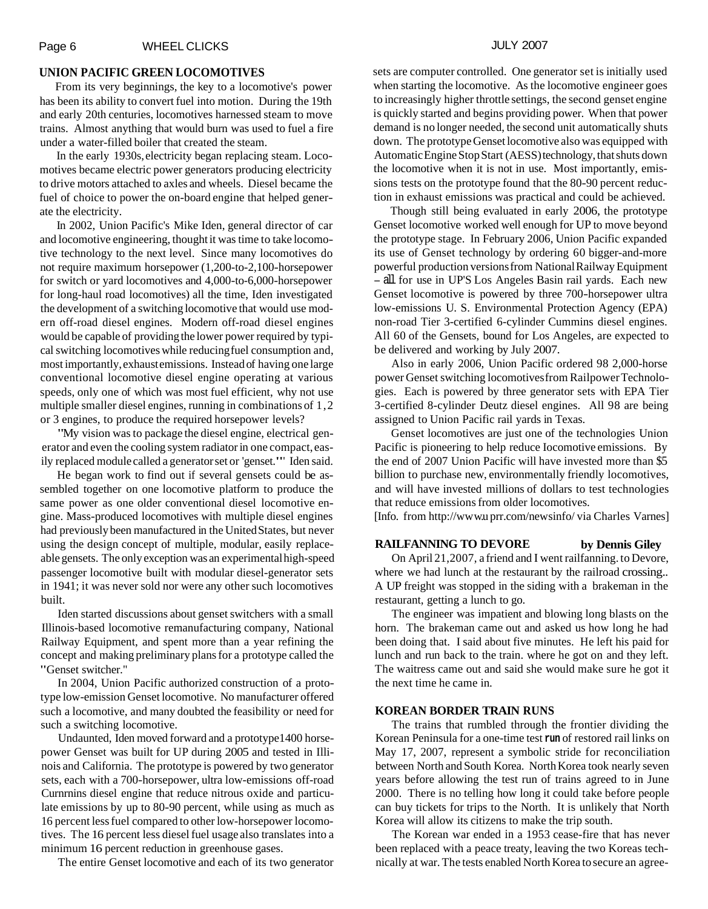## UNION PACIFIC GREEN LOCOMOTIVES

From its very beginnings, the key to a locomotive's power has been its ability to convert fuel into motion. During the 19th and early 20th centuries, locomotives harnessed steam to move trains. Almost anything that would burn was used to fuel a fire under a water-filled boiler that created the steam.

In the early 1930s, electricity began replacing steam. Locomotives became electric power generators producing electricity to drive motors attached to axles and wheels. Diesel became the fuel of choice to power the on-board engine that helped generate the electricity.

In 2002, Union Pacific's Mike Iden, general director of car and locomotive engineering, thought it was time to take locomotive technology to the next level. Since many locomotives do not require maximum horsepower (1,200-to-2,100-horsepower for switch or yard locomotives and 4,000-to-6,000-horsepower for long-haul road locomotives) all the time, Iden investigated the development of a switching locomotive that would use modern off-road diesel engines. Modern off-road diesel engines would be capable of providing the lower power required by typical switching locomotives while reducing fuel consumption and, most importantly, exhaust emissions. Instead of having one large conventional locomotive diesel engine operating at various speeds, only one of which was most fuel efficient, why not use multiple smaller diesel engines, running in combinations of 1, 2 or 3 engines, to produce the required horsepower levels?

"My vision was to package the diesel engine, electrical generator and even the cooling system radiator in one compact, easily replaced module called a generator set or 'genset.'" Iden said.

He began work to find out if several gensets could be assembled together on one locomotive platform to produce the same power as one older conventional diesel locomotive engine. Mass-produced locomotives with multiple diesel engines had previously been manufactured in the United States, but never using the design concept of multiple, modular, easily replaceable gensets. The only exception was an experimental high-speed passenger locomotive built with modular diesel-generator sets in 1941; it was never sold nor were any other such locomotives built.

Iden started discussions about genset switchers with a small Illinois-based locomotive remanufacturing company, National Railway Equipment, and spent more than a year refining the concept and making preliminary plans for a prototype called the "Genset switcher."

In 2004, Union Pacific authorized construction of a prototype low-emission Genset locomotive. No manufacturer offered such a locomotive, and many doubted the feasibility or need for such a switching locomotive.

Undaunted, Iden moved forward and a prototype1400 horsepower Genset was built for UP during 2005 and tested in Illinois and California. The prototype is powered by two generator sets, each with a 700-horsepower, ultra low-emissions off-road Curnrnins diesel engine that reduce nitrous oxide and particulate emissions by up to 80-90 percent, while using as much as 16 percent less fuel compared to other low-horsepower locomotives. The 16 percent less diesel fuel usage also translates into a minimum 16 percent reduction in greenhouse gases.

The entire Genset locomotive and each of its two generator sets are computer controlled. One generator set is initially used when starting the locomotive. As the locomotive engineer goes to increasingly higher throttle settings, the second genset engine is quickly started and begins providing power. When that power demand is no longer needed, the second unit automatically shuts down. The prototype Genset locomotive also was equipped with Automatic Engine Stop Start (AESS) technology, that shuts down the locomotive when it is not in use. Most importantly, emissions tests on the prototype found that the 80-90 percent reduction in exhaust emissions was practical and could be achieved.

Though still being evaluated in early 2006, the prototype Genset locomotive worked well enough for UP to move beyond the prototype stage. In February 2006, Union Pacific expanded its use of Genset technology by ordering 60 bigger-and-more powerful production versions from National Railway Equipment – all for use in UP'S Los Angeles Basin rail yards. Each new Genset locomotive is powered by three 700-horsepower ultra low-emissions U. S. Environmental Protection Agency (EPA) non-road Tier 3-certified 6-cylinder Cummins diesel engines. All 60 of the Gensets, bound for Los Angeles, are expected to be delivered and working by July 2007.

Also in early 2006, Union Pacific ordered 98 2,000-horse power Genset switching locomotives from Railpower Technologies. Each is powered by three generator sets with EPA Tier 3-certified 8-cylinder Deutz diesel engines. All 98 are being assigned to Union Pacific rail yards in Texas.

Genset locomotives are just one of the technologies Union Pacific is pioneering to help reduce locomotive emissions. By the end of 2007 Union Pacific will have invested more than $5 billion to purchase new, environmentally friendly locomotives, and will have invested millions of dollars to test technologies that reduce emissions from older locomotives.

[Info. from http://www.uprr.com/newsinfo/ via Charles Varnes]

## RAILFANNING TO DEVORE **by Dennis Giley**

On April 21, 2007, a friend and I went railfanning. to Devore, where we had lunch at the restaurant by the railroad crossing.. A UP freight was stopped in the siding with a brakeman in the restaurant, getting a lunch to go.

The engineer was impatient and blowing long blasts on the horn. The brakeman came out and asked us how long he had been doing that. I said about five minutes. He left his paid for lunch and run back to the train. where he got on and they left. The waitress came out and said she would make sure he got it the next time he came in.

## KOREAN BORDER TRAIN RUNS

The trains that rumbled through the frontier dividing the Korean Peninsula for a one-time test run of restored rail links on May 17, 2007, represent a symbolic stride for reconciliation between North and South Korea. North Korea took nearly seven years before allowing the test run of trains agreed to in June 2000. There is no telling how long it could take before people can buy tickets for trips to the North. It is unlikely that North Korea will allow its citizens to make the trip south.

The Korean war ended in a 1953 cease-fire that has never been replaced with a peace treaty, leaving the two Koreas technically at war. The tests enabled North Korea to secure an agree-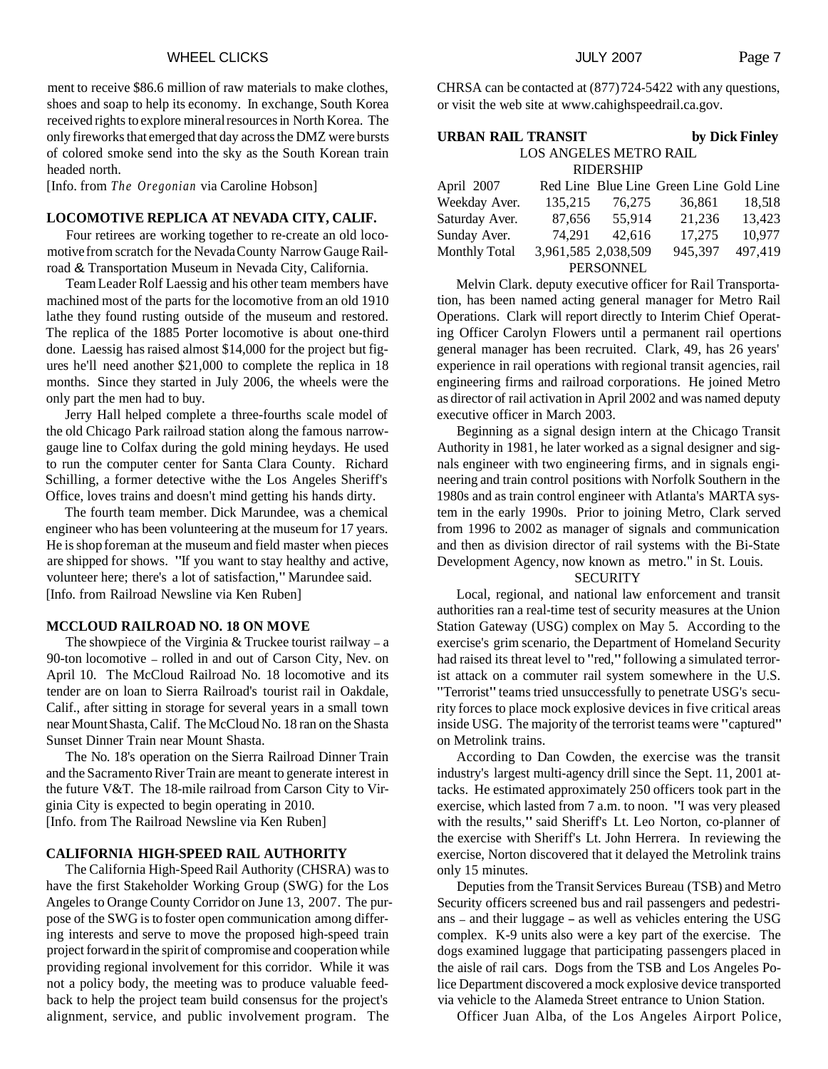ment to receive $86.6 million of raw materials to make clothes, shoes and soap to help its economy. In exchange, South Korea received rights to explore mineral resources in North Korea. The only fireworks that emerged that day across the DMZ were bursts of colored smoke send into the sky as the South Korean train headed north.

[Info. from *The Oregonian* via Caroline Hobson]

## LOCOMOTIVE REPLICA AT NEVADA CITY, CALIF.

Four retirees are working together to re-create an old locomotive from scratch for the Nevada County Narrow Gauge Railroad & Transportation Museum in Nevada City, California.

Team Leader Rolf Laessig and his other team members have machined most of the parts for the locomotive from an old 1910 lathe they found rusting outside of the museum and restored. The replica of the 1885 Porter locomotive is about one-third done. Laessig has raised almost $14,000 for the project but figures he'll need another $21,000 to complete the replica in 18 months. Since they started in July 2006, the wheels were the only part the men had to buy.

Jerry Hall helped complete a three-fourths scale model of the old Chicago Park railroad station along the famous narrow-gauge line to Colfax during the gold mining heydays. He used to run the computer center for Santa Clara County. Richard Schilling, a former detective withe the Los Angeles Sheriff's Office, loves trains and doesn't mind getting his hands dirty.

The fourth team member. Dick Marundee, was a chemical engineer who has been volunteering at the museum for 17 years. He is shop foreman at the museum and field master when pieces are shipped for shows. "If you want to stay healthy and active, volunteer here; there's a lot of satisfaction," Marundee said.

[Info. from Railroad Newsline via Ken Ruben]

## MCCLOUD RAILROAD NO. 18 ON MOVE

The showpiece of the Virginia & Truckee tourist railway – a 90-ton locomotive – rolled in and out of Carson City, Nev. on April 10. The McCloud Railroad No. 18 locomotive and its tender are on loan to Sierra Railroad's tourist rail in Oakdale, Calif., after sitting in storage for several years in a small town near Mount Shasta, Calif. The McCloud No. 18 ran on the Shasta Sunset Dinner Train near Mount Shasta.

The No. 18's operation on the Sierra Railroad Dinner Train and the Sacramento River Train are meant to generate interest in the future V&T. The 18-mile railroad from Carson City to Virginia City is expected to begin operating in 2010.

[Info. from The Railroad Newsline via Ken Ruben]

## CALIFORNIA HIGH-SPEED RAIL AUTHORITY

The California High-Speed Rail Authority (CHSRA) was to have the first Stakeholder Working Group (SWG) for the Los Angeles to Orange County Corridor on June 13, 2007. The purpose of the SWG is to foster open communication among differing interests and serve to move the proposed high-speed train project forward in the spirit of compromise and cooperation while providing regional involvement for this corridor. While it was not a policy body, the meeting was to produce valuable feedback to help the project team build consensus for the project's alignment, service, and public involvement program. The CHRSA can be contacted at (877)724-5422 with any questions, or visit the web site at www.cahighspeedrail.ca.gov.

## URBAN RAIL TRANSIT — by Dick Finley

LOS ANGELES METRO RAIL

RIDERSHIP

| April 2007 | Red Line | Blue Line | Green Line | Gold Line |
|---|---|---|---|---|
| Weekday Aver. | 135,215 | 76,275 | 36,861 | 18,518 |
| Saturday Aver. | 87,656 | 55,914 | 21,236 | 13,423 |
| Sunday Aver. | 74,291 | 42,616 | 17,275 | 10,977 |
| Monthly Total | 3,961,585 | 2,038,509 | 945,397 | 497,419 |

PERSONNEL

Melvin Clark. deputy executive officer for Rail Transportation, has been named acting general manager for Metro Rail Operations. Clark will report directly to Interim Chief Operating Officer Carolyn Flowers until a permanent rail opertions general manager has been recruited. Clark, 49, has 26 years' experience in rail operations with regional transit agencies, rail engineering firms and railroad corporations. He joined Metro as director of rail activation in April 2002 and was named deputy executive officer in March 2003.

Beginning as a signal design intern at the Chicago Transit Authority in 1981, he later worked as a signal designer and signals engineer with two engineering firms, and in signals engineering and train control positions with Norfolk Southern in the 1980s and as train control engineer with Atlanta's MARTA system in the early 1990s. Prior to joining Metro, Clark served from 1996 to 2002 as manager of signals and communication and then as division director of rail systems with the Bi-State Development Agency, now known as metro." in St. Louis.

SECURITY

Local, regional, and national law enforcement and transit authorities ran a real-time test of security measures at the Union Station Gateway (USG) complex on May 5. According to the exercise's grim scenario, the Department of Homeland Security had raised its threat level to "red," following a simulated terrorist attack on a commuter rail system somewhere in the U.S. "Terrorist" teams tried unsuccessfully to penetrate USG's security forces to place mock explosive devices in five critical areas inside USG. The majority of the terrorist teams were "captured" on Metrolink trains.

According to Dan Cowden, the exercise was the transit industry's largest multi-agency drill since the Sept. 11, 2001 attacks. He estimated approximately 250 officers took part in the exercise, which lasted from 7 a.m. to noon. "I was very pleased with the results," said Sheriff's Lt. Leo Norton, co-planner of the exercise with Sheriff's Lt. John Herrera. In reviewing the exercise, Norton discovered that it delayed the Metrolink trains only 15 minutes.

Deputies from the Transit Services Bureau (TSB) and Metro Security officers screened bus and rail passengers and pedestrians – and their luggage – as well as vehicles entering the USG complex. K-9 units also were a key part of the exercise. The dogs examined luggage that participating passengers placed in the aisle of rail cars. Dogs from the TSB and Los Angeles Police Department discovered a mock explosive device transported via vehicle to the Alameda Street entrance to Union Station.

Officer Juan Alba, of the Los Angeles Airport Police,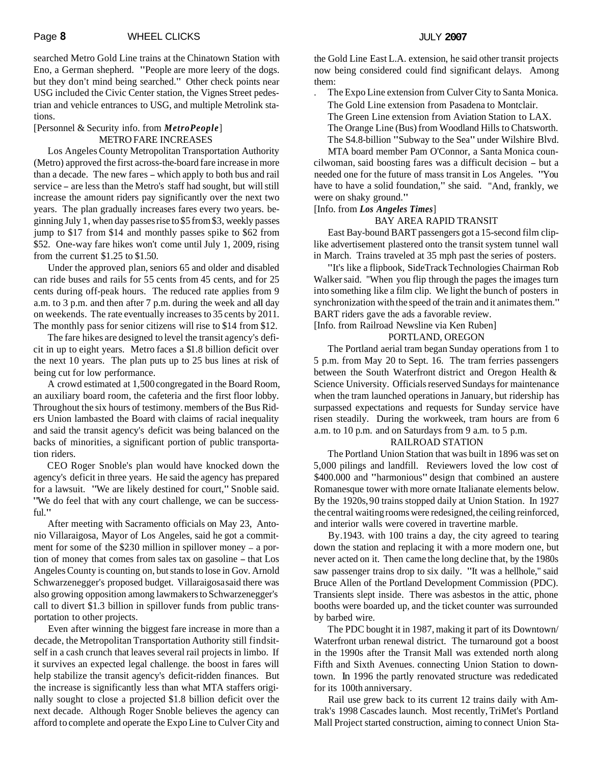searched Metro Gold Line trains at the Chinatown Station with Eno, a German shepherd. "People are more leery of the dogs. but they don't mind being searched." Other check points near USG included the Civic Center station, the Vignes Street pedestrian and vehicle entrances to USG, and multiple Metrolink stations.

[Personnel & Security info. from ***MetroPeople***]

## METRO FARE INCREASES

Los Angeles County Metropolitan Transportation Authority (Metro) approved the first across-the-board fare increase in more than a decade. The new fares – which apply to both bus and rail service – are less than the Metro's staff had sought, but will still increase the amount riders pay significantly over the next two years. The plan gradually increases fares every two years. beginning July 1, when day passes rise to $5 from $3, weekly passes jump to $17 from $14 and monthly passes spike to $62 from $52. One-way fare hikes won't come until July 1, 2009, rising from the current $1.25 to $1.50.

Under the approved plan, seniors 65 and older and disabled can ride buses and rails for 55 cents from 45 cents, and for 25 cents during off-peak hours. The reduced rate applies from 9 a.m. to 3 p.m. and then after 7 p.m. during the week and all day on weekends. The rate eventually increases to 35 cents by 2011. The monthly pass for senior citizens will rise to $14 from $12.

The fare hikes are designed to level the transit agency's deficit in up to eight years. Metro faces a $1.8 billion deficit over the next 10 years. The plan puts up to 25 bus lines at risk of being cut for low performance.

A crowd estimated at 1,500 congregated in the Board Room, an auxiliary board room, the cafeteria and the first floor lobby. Throughout the six hours of testimony. members of the Bus Riders Union lambasted the Board with claims of racial inequality and said the transit agency's deficit was being balanced on the backs of minorities, a significant portion of public transportation riders.

CEO Roger Snoble's plan would have knocked down the agency's deficit in three years. He said the agency has prepared for a lawsuit. "We are likely destined for court," Snoble said. "We do feel that with any court challenge, we can be successful."

After meeting with Sacramento officials on May 23, Antonio Villaraigosa, Mayor of Los Angeles, said he got a commitment for some of the $230 million in spillover money – a portion of money that comes from sales tax on gasoline – that Los Angeles County is counting on, but stands to lose in Gov. Arnold Schwarzenegger's proposed budget. Villaraigosa said there was also growing opposition among lawmakers to Schwarzenegger's call to divert $1.3 billion in spillover funds from public transportation to other projects.

Even after winning the biggest fare increase in more than a decade, the Metropolitan Transportation Authority still findsitself in a cash crunch that leaves several rail projects in limbo. If it survives an expected legal challenge. the boost in fares will help stabilize the transit agency's deficit-ridden finances. But the increase is significantly less than what MTA staffers originally sought to close a projected $1.8 billion deficit over the next decade. Although Roger Snoble believes the agency can afford to complete and operate the Expo Line to Culver City and the Gold Line East L.A. extension, he said other transit projects now being considered could find significant delays. Among them:

- The Expo Line extension from Culver City to Santa Monica.
- The Gold Line extension from Pasadena to Montclair.
- The Green Line extension from Aviation Station to LAX.
- The Orange Line (Bus) from Woodland Hills to Chatsworth.
- The S4.8-billion "Subway to the Sea" under Wilshire Blvd.

MTA board member Pam O'Connor, a Santa Monica councilwoman, said boosting fares was a difficult decision – but a needed one for the future of mass transit in Los Angeles. "You have to have a solid foundation," she said. "And, frankly, we were on shaky ground."

[Info. from ***Los Angeles Times***]

## BAY AREA RAPID TRANSIT

East Bay-bound BART passengers got a 15-second film clip-like advertisement plastered onto the transit system tunnel wall in March. Trains traveled at 35 mph past the series of posters.

"It's like a flipbook, SideTrack Technologies Chairman Rob Walker said. "When you flip through the pages the images turn into something like a film clip. We light the bunch of posters in synchronization with the speed of the train and it animates them." BART riders gave the ads a favorable review.

[Info. from Railroad Newsline via Ken Ruben]

## PORTLAND, OREGON

The Portland aerial tram began Sunday operations from 1 to 5 p.m. from May 20 to Sept. 16. The tram ferries passengers between the South Waterfront district and Oregon Health & Science University. Officials reserved Sundays for maintenance when the tram launched operations in January, but ridership has surpassed expectations and requests for Sunday service have risen steadily. During the workweek, tram hours are from 6 a.m. to 10 p.m. and on Saturdays from 9 a.m. to 5 p.m.

## RAILROAD STATION

The Portland Union Station that was built in 1896 was set on 5,000 pilings and landfill. Reviewers loved the low cost of $400.000 and "harmonious" design that combined an austere Romanesque tower with more ornate Italianate elements below. By the 1920s, 90 trains stopped daily at Union Station. In 1927 the central waiting rooms were redesigned, the ceiling reinforced, and interior walls were covered in travertine marble.

By.1943. with 100 trains a day, the city agreed to tearing down the station and replacing it with a more modern one, but never acted on it. Then came the long decline that, by the 1980s saw passenger trains drop to six daily. "It was a hellhole," said Bruce Allen of the Portland Development Commission (PDC). Transients slept inside. There was asbestos in the attic, phone booths were boarded up, and the ticket counter was surrounded by barbed wire.

The PDC bought it in 1987, making it part of its Downtown/Waterfront urban renewal district. The turnaround got a boost in the 1990s after the Transit Mall was extended north along Fifth and Sixth Avenues. connecting Union Station to downtown. In 1996 the partly renovated structure was rededicated for its 100th anniversary.

Rail use grew back to its current 12 trains daily with Amtrak's 1998 Cascades launch. Most recently, TriMet's Portland Mall Project started construction, aiming to connect Union Sta-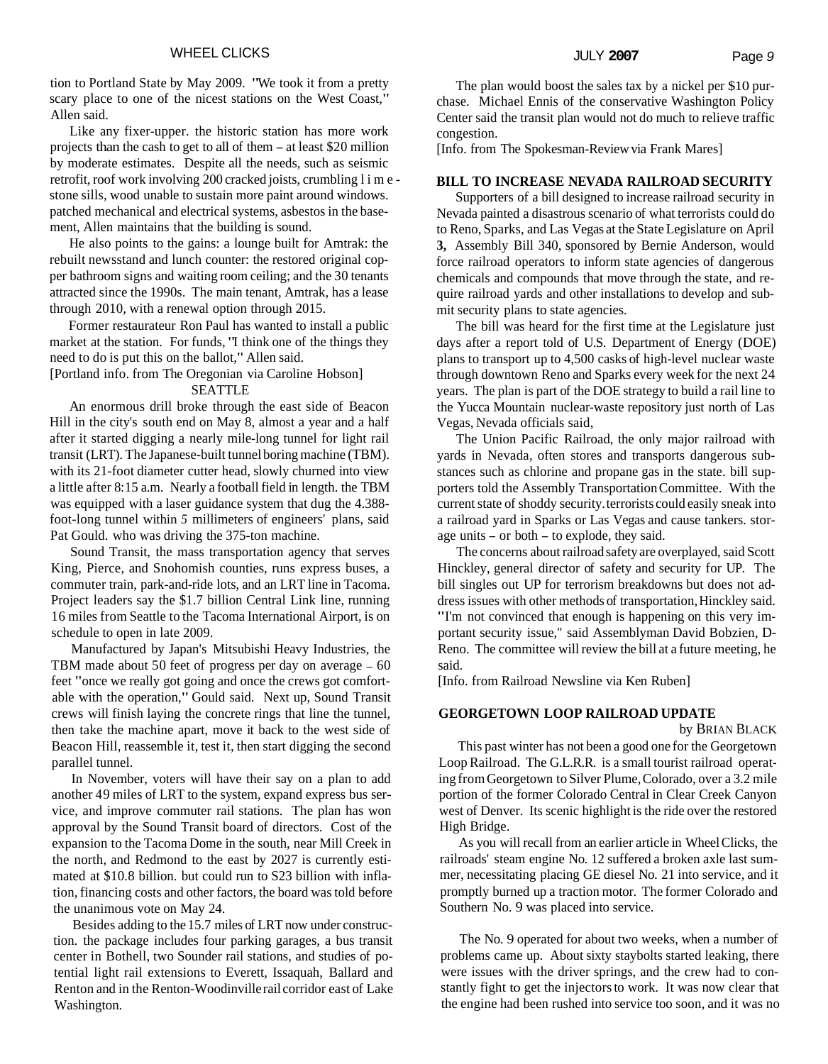tion to Portland State by May 2009. "We took it from a pretty scary place to one of the nicest stations on the West Coast," Allen said.

Like any fixer-upper. the historic station has more work projects than the cash to get to all of them – at least $20 million by moderate estimates. Despite all the needs, such as seismic retrofit, roof work involving 200 cracked joists, crumbling limestone sills, wood unable to sustain more paint around windows. patched mechanical and electrical systems, asbestos in the basement, Allen maintains that the building is sound.

He also points to the gains: a lounge built for Amtrak: the rebuilt newsstand and lunch counter: the restored original copper bathroom signs and waiting room ceiling; and the 30 tenants attracted since the 1990s. The main tenant, Amtrak, has a lease through 2010, with a renewal option through 2015.

Former restaurateur Ron Paul has wanted to install a public market at the station. For funds, "I think one of the things they need to do is put this on the ballot," Allen said.

[Portland info. from The Oregonian via Caroline Hobson]

SEATTLE

An enormous drill broke through the east side of Beacon Hill in the city's south end on May 8, almost a year and a half after it started digging a nearly mile-long tunnel for light rail transit (LRT). The Japanese-built tunnel boring machine (TBM). with its 21-foot diameter cutter head, slowly churned into view a little after 8:15 a.m. Nearly a football field in length. the TBM was equipped with a laser guidance system that dug the 4.388-foot-long tunnel within *5* millimeters of engineers' plans, said Pat Gould. who was driving the 375-ton machine.

Sound Transit, the mass transportation agency that serves King, Pierce, and Snohomish counties, runs express buses, a commuter train, park-and-ride lots, and an LRT line in Tacoma. Project leaders say the $1.7 billion Central Link line, running 16 miles from Seattle to the Tacoma International Airport, is on schedule to open in late 2009.

Manufactured by Japan's Mitsubishi Heavy Industries, the TBM made about 50 feet of progress per day on average – 60 feet "once we really got going and once the crews got comfortable with the operation," Gould said. Next up, Sound Transit crews will finish laying the concrete rings that line the tunnel, then take the machine apart, move it back to the west side of Beacon Hill, reassemble it, test it, then start digging the second parallel tunnel.

In November, voters will have their say on a plan to add another 49 miles of LRT to the system, expand express bus service, and improve commuter rail stations. The plan has won approval by the Sound Transit board of directors. Cost of the expansion to the Tacoma Dome in the south, near Mill Creek in the north, and Redmond to the east by 2027 is currently estimated at $10.8 billion. but could run to S23 billion with inflation, financing costs and other factors, the board was told before the unanimous vote on May 24.

Besides adding to the 15.7 miles of LRT now under construction. the package includes four parking garages, a bus transit center in Bothell, two Sounder rail stations, and studies of potential light rail extensions to Everett, Issaquah, Ballard and Renton and in the Renton-Woodinville rail corridor east of Lake Washington.

The plan would boost the sales tax by a nickel per $10 purchase. Michael Ennis of the conservative Washington Policy Center said the transit plan would not do much to relieve traffic congestion.

[Info. from The Spokesman-Review via Frank Mares]

## BILL TO INCREASE NEVADA RAILROAD SECURITY

Supporters of a bill designed to increase railroad security in Nevada painted a disastrous scenario of what terrorists could do to Reno, Sparks, and Las Vegas at the State Legislature on April **3,** Assembly Bill 340, sponsored by Bernie Anderson, would force railroad operators to inform state agencies of dangerous chemicals and compounds that move through the state, and require railroad yards and other installations to develop and submit security plans to state agencies.

The bill was heard for the first time at the Legislature just days after a report told of U.S. Department of Energy (DOE) plans to transport up to 4,500 casks of high-level nuclear waste through downtown Reno and Sparks every week for the next 24 years. The plan is part of the DOE strategy to build a rail line to the Yucca Mountain nuclear-waste repository just north of Las Vegas, Nevada officials said,

The Union Pacific Railroad, the only major railroad with yards in Nevada, often stores and transports dangerous substances such as chlorine and propane gas in the state. bill supporters told the Assembly Transportation Committee. With the current state of shoddy security. terrorists could easily sneak into a railroad yard in Sparks or Las Vegas and cause tankers. storage units – or both – to explode, they said.

The concerns about railroad safety are overplayed, said Scott Hinckley, general director of safety and security for UP. The bill singles out UP for terrorism breakdowns but does not address issues with other methods of transportation, Hinckley said. "I'm not convinced that enough is happening on this very important security issue," said Assemblyman David Bobzien, D-Reno. The committee will review the bill at a future meeting, he said.

[Info. from Railroad Newsline via Ken Ruben]

## GEORGETOWN LOOP RAILROAD UPDATE

by BRIAN BLACK

This past winter has not been a good one for the Georgetown Loop Railroad. The G.L.R.R. is a small tourist railroad operating from Georgetown to Silver Plume, Colorado, over a 3.2 mile portion of the former Colorado Central in Clear Creek Canyon west of Denver. Its scenic highlight is the ride over the restored High Bridge.

As you will recall from an earlier article in Wheel Clicks, the railroads' steam engine No. 12 suffered a broken axle last summer, necessitating placing GE diesel No. 21 into service, and it promptly burned up a traction motor. The former Colorado and Southern No. 9 was placed into service.

The No. 9 operated for about two weeks, when a number of problems came up. About sixty staybolts started leaking, there were issues with the driver springs, and the crew had to constantly fight to get the injectors to work. It was now clear that the engine had been rushed into service too soon, and it was no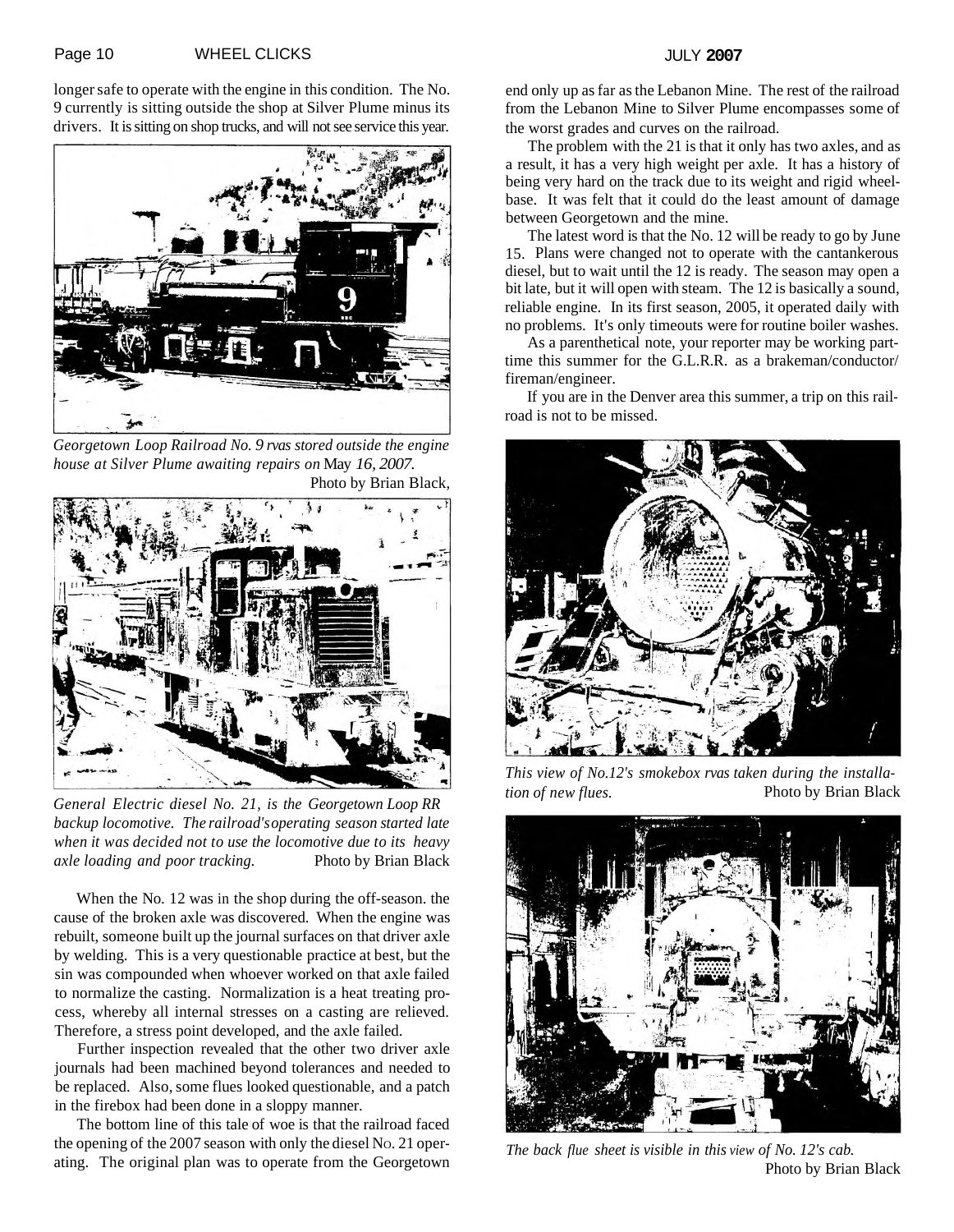longer safe to operate with the engine in this condition. The No. 9 currently is sitting outside the shop at Silver Plume minus its drivers. It is sitting on shop trucks, and will not see service this year.

*Georgetown Loop Railroad No. 9 rvas stored outside the engine house at Silver Plume awaiting repairs on* May *16, 2007.*
Photo by Brian Black,

*General Electric diesel No. 21, is the Georgetown Loop RR backup locomotive. The railroad's operating season started late when it was decided not to use the locomotive due to its heavy axle loading and poor tracking.* Photo by Brian Black

When the No. 12 was in the shop during the off-season. the cause of the broken axle was discovered. When the engine was rebuilt, someone built up the journal surfaces on that driver axle by welding. This is a very questionable practice at best, but the sin was compounded when whoever worked on that axle failed to normalize the casting. Normalization is a heat treating process, whereby all internal stresses on a casting are relieved. Therefore, a stress point developed, and the axle failed.

Further inspection revealed that the other two driver axle journals had been machined beyond tolerances and needed to be replaced. Also, some flues looked questionable, and a patch in the firebox had been done in a sloppy manner.

The bottom line of this tale of woe is that the railroad faced the opening of the 2007 season with only the diesel No. 21 operating. The original plan was to operate from the Georgetown end only up as far as the Lebanon Mine. The rest of the railroad from the Lebanon Mine to Silver Plume encompasses some of the worst grades and curves on the railroad.

The problem with the 21 is that it only has two axles, and as a result, it has a very high weight per axle. It has a history of being very hard on the track due to its weight and rigid wheelbase. It was felt that it could do the least amount of damage between Georgetown and the mine.

The latest word is that the No. 12 will be ready to go by June 15. Plans were changed not to operate with the cantankerous diesel, but to wait until the 12 is ready. The season may open a bit late, but it will open with steam. The 12 is basically a sound, reliable engine. In its first season, 2005, it operated daily with no problems. It's only timeouts were for routine boiler washes.

As a parenthetical note, your reporter may be working part-time this summer for the G.L.R.R. as a brakeman/conductor/fireman/engineer.

If you are in the Denver area this summer, a trip on this railroad is not to be missed.

*This view of No.12's smokebox rvas taken during the installation of new flues.* Photo by Brian Black

*The back flue sheet is visible in this view of No. 12's cab.*
Photo by Brian Black